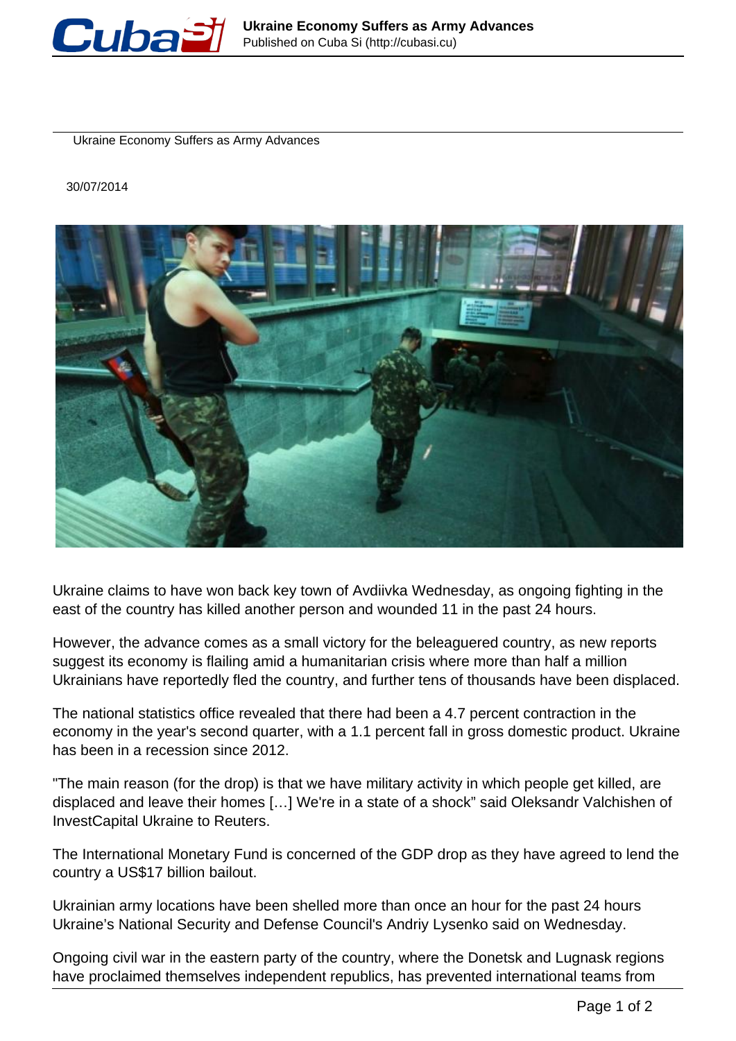# Ukraine Economy Suffers as Army Advances

30/07/2014

Ukraine claims to have won back key town of Avdiivka Wednesday, as ongoing fighting in the east of the country has killed another person and wounded 11 in the past 24 hours.

However, the advance comes as a small victory for the beleaguered country, as new reports suggest its economy is flailing amid a humanitarian crisis where more than half a million Ukrainians have reportedly fled the country, and further tens of thousands have been displaced.

The national statistics office revealed that there had been a 4.7 percent contraction in the economy in the year's second quarter, with a 1.1 percent fall in gross domestic product. Ukraine has been in a recession since 2012.

"The main reason (for the drop) is that we have military activity in which people get killed, are displaced and leave their homes […] We're in a state of a shock" said Oleksandr Valchishen of InvestCapital Ukraine to Reuters.

The International Monetary Fund is concerned of the GDP drop as they have agreed to lend the country a US$17 billion bailout.

Ukrainian army locations have been shelled more than once an hour for the past 24 hours Ukraine's National Security and Defense Council's Andriy Lysenko said on Wednesday.

Ongoing civil war in the eastern party of the country, where the Donetsk and Lugnask regions have proclaimed themselves independent republics, has prevented international teams from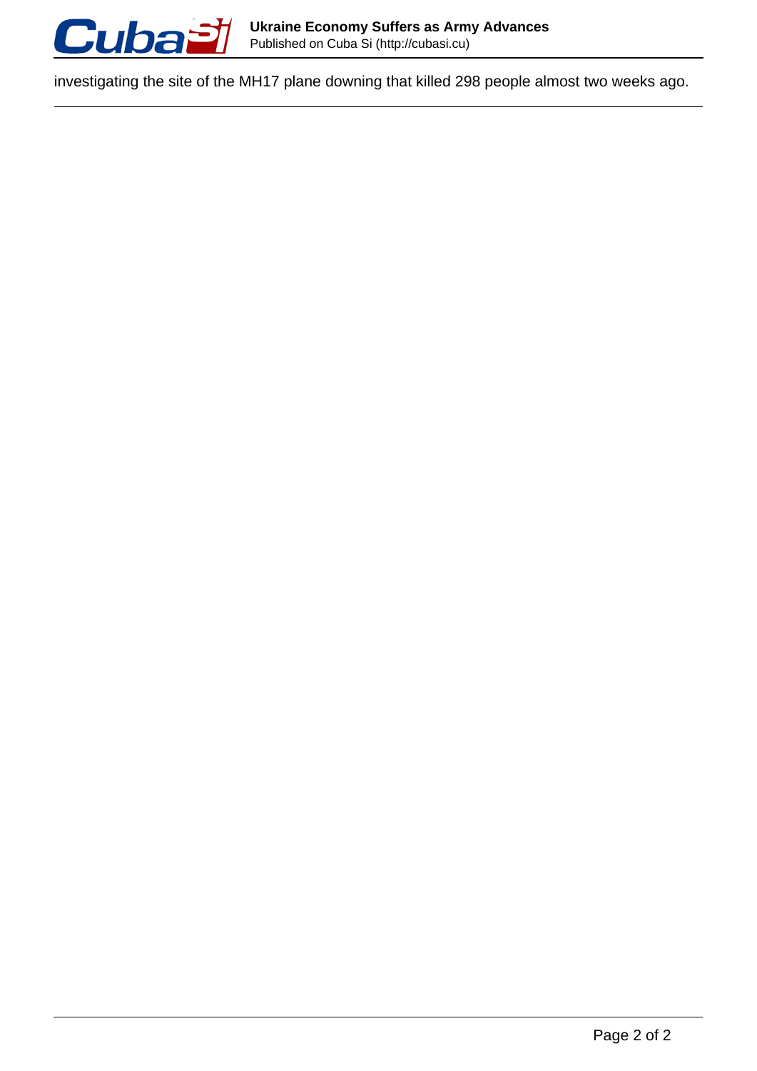investigating the site of the MH17 plane downing that killed 298 people almost two weeks ago.